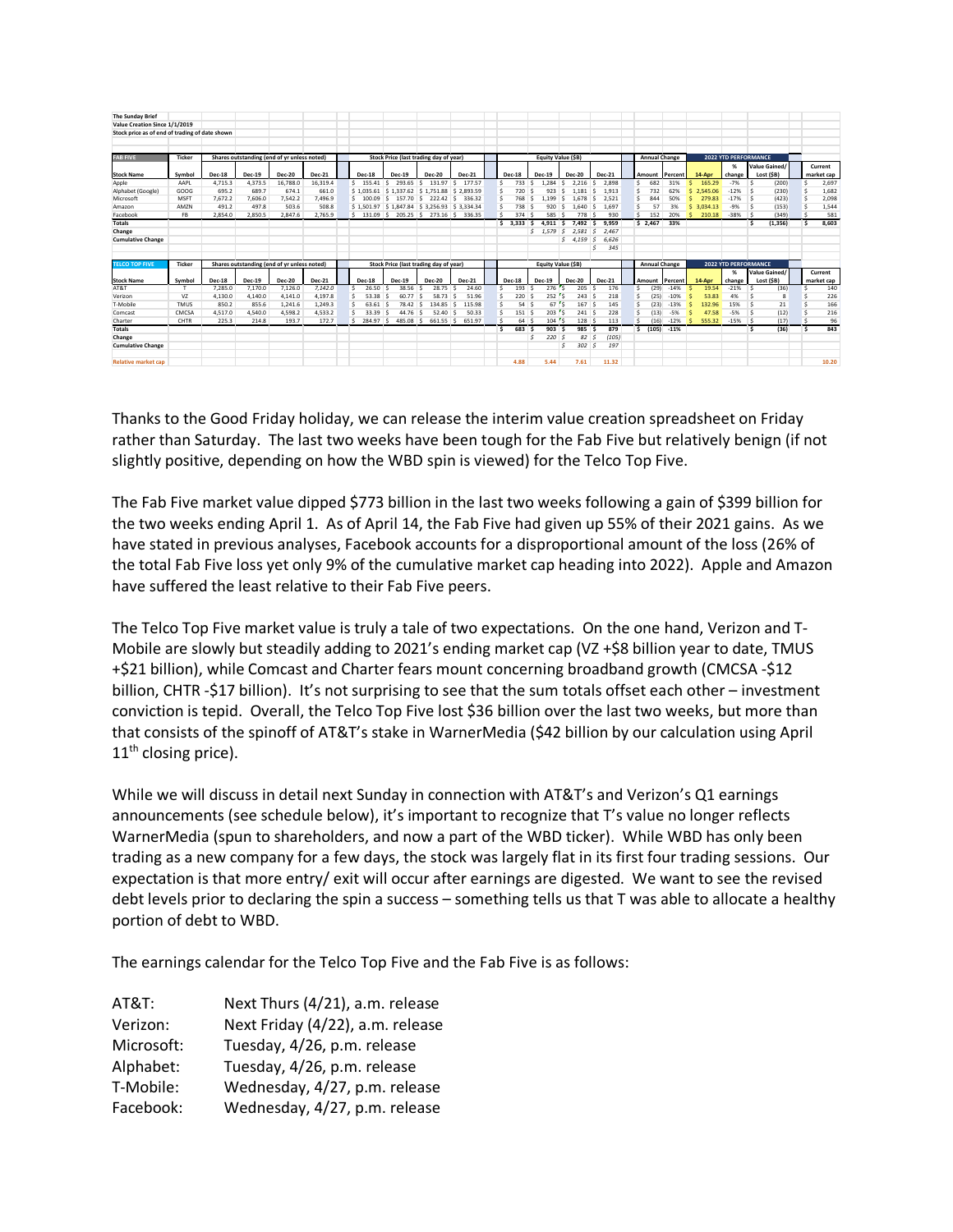| The Sunday Brief | | | | | | | | | | | | | | | | | | | | | | | |
|---|---|---|---|---|---|---|---|---|---|---|---|---|---|---|---|---|---|---|---|---|---|---|---|
| Value Creation Since 1/1/2019 | | | | | | | | | | | | | | | | | | | | | | | |
| Stock price as of end of trading of date shown | | | | | | | | | | | | | | | | | | | | | | | |
| FAB FIVE | Ticker | Shares outstanding (end of yr unless noted) | | | | Stock Price (last trading day of year) | | | | Equity Value ($B) | | | | Annual Change | | 2022 YTD PERFORMANCE | | | Current |
| Stock Name | Symbol | Dec-18 | Dec-19 | Dec-20 | Dec-21 | Dec-18 | Dec-19 | Dec-20 | Dec-21 | Dec-18 | Dec-19 | Dec-20 | Dec-21 | Amount | Percent | 14-Apr | % change | Value Gained/ Lost ($B) | market cap |
| Apple | AAPL | 4,715.3 | 4,373.5 | 16,788.0 | 16,319.4 | $ 155.41 | $ 293.65 | $ 131.97 | $ 177.57 | $ 733 | $ 1,284 | $ 2,216 | $ 2,898 | $ 682 | 31% | $ 165.29 | -7% | $ (200) | $ 2,697 |
| Alphabet (Google) | GOOG | 695.2 | 689.7 | 674.1 | 661.0 | $ 1,035.61 | $ 1,337.62 | $ 1,751.88 | $ 2,893.59 | $ 720 | $ 923 | $ 1,181 | $ 1,913 | $ 732 | 62% | $ 2,545.06 | -12% | $ (230) | $ 1,682 |
| Microsoft | MSFT | 7,672.2 | 7,606.0 | 7,542.2 | 7,496.9 | $ 100.09 | $ 157.70 | $ 222.42 | $ 336.32 | $ 768 | $ 1,199 | $ 1,678 | $ 2,521 | $ 844 | 50% | $ 279.83 | -17% | $ (423) | $ 2,098 |
| Amazon | AMZN | 491.2 | 497.8 | 503.6 | 508.8 | $ 1,501.97 | $ 1,847.84 | $ 3,256.93 | $ 3,334.34 | $ 738 | $ 920 | $ 1,640 | $ 1,697 | $ 57 | 3% | $ 3,034.13 | -9% | $ (153) | $ 1,544 |
| Facebook | FB | 2,854.0 | 2,850.5 | 2,847.6 | 2,765.9 | $ 131.09 | $ 205.25 | $ 273.16 | $ 336.35 | $ 374 | $ 585 | $ 778 | $ 930 | $ 152 | 20% | $ 210.18 | -38% | $ (349) | $ 581 |
| Totals | | | | | | | | | | $ 3,333 | $ 4,911 | $ 7,492 | $ 9,959 | $ 2,467 | 33% | | | $ (1,356) | $ 8,603 |
| Change | | | | | | | | | | | $ 1,579 | $ 2,581 | $ 2,467 | | | | | | |
| Cumulative Change | | | | | | | | | | | | $ 4,159 | $ 6,626 | | | | | | |
| | | | | | | | | | | | | | $ 345 | | | | | | |
| TELCO TOP FIVE | Ticker | Shares outstanding (end of yr unless noted) | | | | Stock Price (last trading day of year) | | | | Equity Value ($B) | | | | Annual Change | | 2022 YTD PERFORMANCE | | | Current |
| Stock Name | Symbol | Dec-18 | Dec-19 | Dec-20 | Dec-21 | Dec-18 | Dec-19 | Dec-20 | Dec-21 | Dec-18 | Dec-19 | Dec-20 | Dec-21 | Amount | Percent | 14-Apr | % change | Value Gained/ Lost ($B) | market cap |
| AT&T | T | 7,285.0 | 7,170.0 | 7,126.0 | 7,142.0 | $ 26.50 | $ 38.56 | $ 28.75 | $ 24.60 | $ 193 | $ 276 | $ 205 | $ 176 | $ (29) | -14% | $ 19.54 | -21% | $ (36) | $ 140 |
| Verizon | VZ | 4,130.0 | 4,140.0 | 4,141.0 | 4,197.8 | $ 53.38 | $ 60.77 | $ 58.73 | $ 51.96 | $ 220 | $ 252 | $ 243 | $ 218 | $ (25) | -10% | $ 53.83 | 4% | $ 8 | $ 226 |
| T-Mobile | TMUS | 850.2 | 855.6 | 1,241.6 | 1,249.3 | $ 63.61 | $ 78.42 | $ 134.85 | $ 115.98 | $ 54 | $ 67 | $ 167 | $ 145 | $ (23) | -13% | $ 132.96 | 15% | $ 21 | $ 166 |
| Comcast | CMCSA | 4,517.0 | 4,540.0 | 4,598.2 | 4,533.2 | $ 33.39 | $ 44.76 | $ 52.40 | $ 50.33 | $ 151 | $ 203 | $ 241 | $ 228 | $ (13) | -5% | $ 47.58 | -5% | $ (12) | $ 216 |
| Charter | CHTR | 225.3 | 214.8 | 193.7 | 172.7 | $ 284.97 | $ 485.08 | $ 661.55 | $ 651.97 | $ 64 | $ 104 | $ 128 | $ 113 | $ (16) | -12% | $ 555.32 | -15% | $ (17) | $ 96 |
| Totals | | | | | | | | | | $ 683 | $ 903 | $ 985 | $ 879 | $ (105) | -11% | | | $ (36) | $ 843 |
| Change | | | | | | | | | | | $ 220 | $ 82 | $ (105) | | | | | | |
| Cumulative Change | | | | | | | | | | | | $ 302 | $ 197 | | | | | | |
| Relative market cap | | | | | | | | | | 4.88 | 5.44 | 7.61 | 11.32 | | | | | | 10.20 |

Thanks to the Good Friday holiday, we can release the interim value creation spreadsheet on Friday rather than Saturday. The last two weeks have been tough for the Fab Five but relatively benign (if not slightly positive, depending on how the WBD spin is viewed) for the Telco Top Five.

The Fab Five market value dipped $773 billion in the last two weeks following a gain of $399 billion for the two weeks ending April 1. As of April 14, the Fab Five had given up 55% of their 2021 gains. As we have stated in previous analyses, Facebook accounts for a disproportional amount of the loss (26% of the total Fab Five loss yet only 9% of the cumulative market cap heading into 2022). Apple and Amazon have suffered the least relative to their Fab Five peers.

The Telco Top Five market value is truly a tale of two expectations. On the one hand, Verizon and T-Mobile are slowly but steadily adding to 2021's ending market cap (VZ +$8 billion year to date, TMUS +$21 billion), while Comcast and Charter fears mount concerning broadband growth (CMCSA -$12 billion, CHTR -$17 billion). It's not surprising to see that the sum totals offset each other – investment conviction is tepid. Overall, the Telco Top Five lost $36 billion over the last two weeks, but more than that consists of the spinoff of AT&T's stake in WarnerMedia ($42 billion by our calculation using April 11th closing price).

While we will discuss in detail next Sunday in connection with AT&T's and Verizon's Q1 earnings announcements (see schedule below), it's important to recognize that T's value no longer reflects WarnerMedia (spun to shareholders, and now a part of the WBD ticker). While WBD has only been trading as a new company for a few days, the stock was largely flat in its first four trading sessions. Our expectation is that more entry/ exit will occur after earnings are digested. We want to see the revised debt levels prior to declaring the spin a success – something tells us that T was able to allocate a healthy portion of debt to WBD.

The earnings calendar for the Telco Top Five and the Fab Five is as follows:

| | |
|---|---|
| AT&T: | Next Thurs (4/21), a.m. release |
| Verizon: | Next Friday (4/22), a.m. release |
| Microsoft: | Tuesday, 4/26, p.m. release |
| Alphabet: | Tuesday, 4/26, p.m. release |
| T-Mobile: | Wednesday, 4/27, p.m. release |
| Facebook: | Wednesday, 4/27, p.m. release |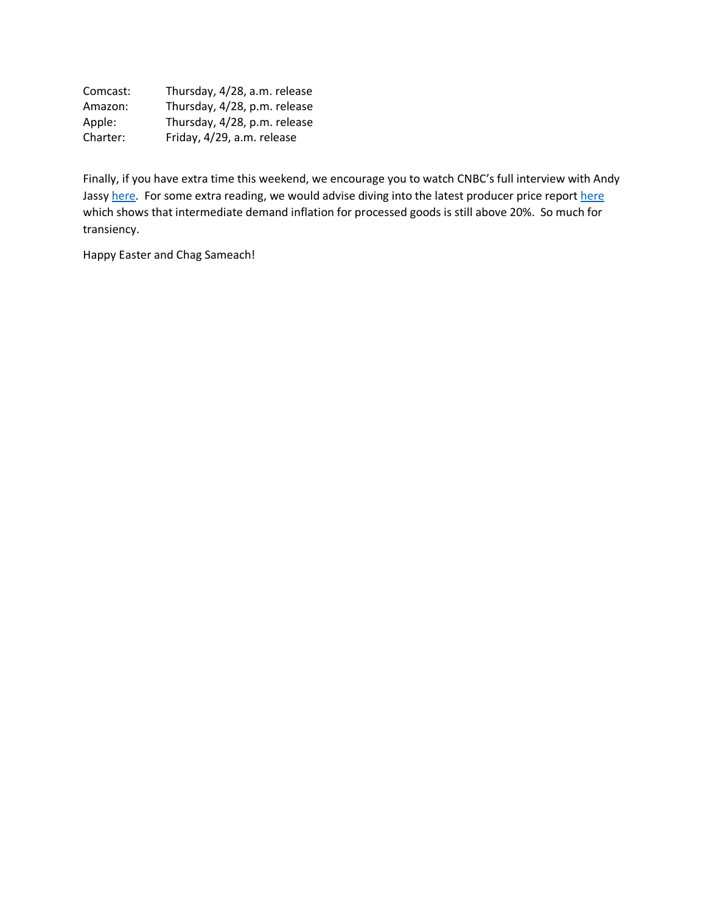| | |
|---|---|
| Comcast: | Thursday, 4/28, a.m. release |
| Amazon: | Thursday, 4/28, p.m. release |
| Apple: | Thursday, 4/28, p.m. release |
| Charter: | Friday, 4/29, a.m. release |

Finally, if you have extra time this weekend, we encourage you to watch CNBC's full interview with Andy Jassy here. For some extra reading, we would advise diving into the latest producer price report here which shows that intermediate demand inflation for processed goods is still above 20%. So much for transiency.

Happy Easter and Chag Sameach!